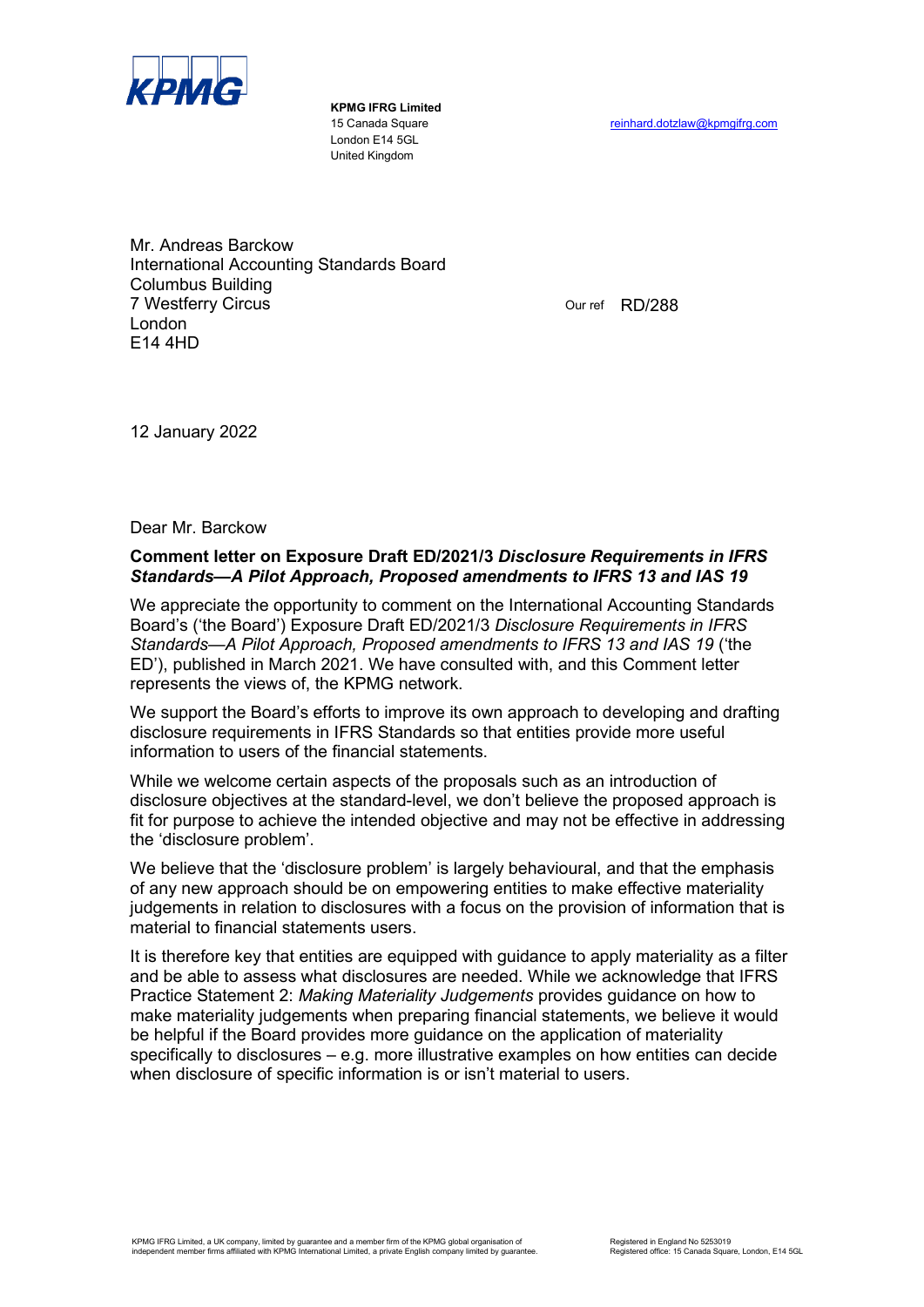**KPMG IFRG Limited**
15 Canada Square
London E14 5GL
United Kingdom

reinhard.dotzlaw@kpmgifrg.com

Mr. Andreas Barckow
International Accounting Standards Board
Columbus Building
7 Westferry Circus
London
E14 4HD

Our ref RD/288

12 January 2022

Dear Mr. Barckow

**Comment letter on Exposure Draft ED/2021/3 *Disclosure Requirements in IFRS Standards—A Pilot Approach, Proposed amendments to IFRS 13 and IAS 19***

We appreciate the opportunity to comment on the International Accounting Standards Board's ('the Board') Exposure Draft ED/2021/3 *Disclosure Requirements in IFRS Standards—A Pilot Approach, Proposed amendments to IFRS 13 and IAS 19* ('the ED'), published in March 2021. We have consulted with, and this Comment letter represents the views of, the KPMG network.

We support the Board's efforts to improve its own approach to developing and drafting disclosure requirements in IFRS Standards so that entities provide more useful information to users of the financial statements.

While we welcome certain aspects of the proposals such as an introduction of disclosure objectives at the standard-level, we don't believe the proposed approach is fit for purpose to achieve the intended objective and may not be effective in addressing the 'disclosure problem'.

We believe that the 'disclosure problem' is largely behavioural, and that the emphasis of any new approach should be on empowering entities to make effective materiality judgements in relation to disclosures with a focus on the provision of information that is material to financial statements users.

It is therefore key that entities are equipped with guidance to apply materiality as a filter and be able to assess what disclosures are needed. While we acknowledge that IFRS Practice Statement 2: *Making Materiality Judgements* provides guidance on how to make materiality judgements when preparing financial statements, we believe it would be helpful if the Board provides more guidance on the application of materiality specifically to disclosures – e.g. more illustrative examples on how entities can decide when disclosure of specific information is or isn't material to users.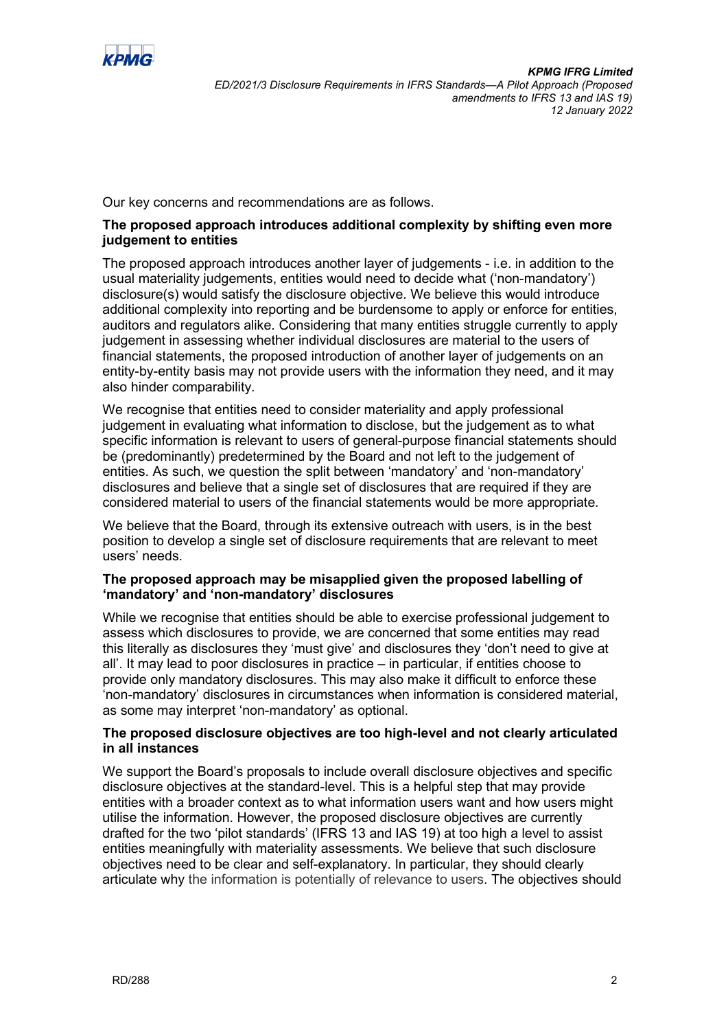Our key concerns and recommendations are as follows.

**The proposed approach introduces additional complexity by shifting even more judgement to entities**

The proposed approach introduces another layer of judgements - i.e. in addition to the usual materiality judgements, entities would need to decide what ('non-mandatory') disclosure(s) would satisfy the disclosure objective. We believe this would introduce additional complexity into reporting and be burdensome to apply or enforce for entities, auditors and regulators alike. Considering that many entities struggle currently to apply judgement in assessing whether individual disclosures are material to the users of financial statements, the proposed introduction of another layer of judgements on an entity-by-entity basis may not provide users with the information they need, and it may also hinder comparability.

We recognise that entities need to consider materiality and apply professional judgement in evaluating what information to disclose, but the judgement as to what specific information is relevant to users of general-purpose financial statements should be (predominantly) predetermined by the Board and not left to the judgement of entities. As such, we question the split between 'mandatory' and 'non-mandatory' disclosures and believe that a single set of disclosures that are required if they are considered material to users of the financial statements would be more appropriate.

We believe that the Board, through its extensive outreach with users, is in the best position to develop a single set of disclosure requirements that are relevant to meet users' needs.

**The proposed approach may be misapplied given the proposed labelling of 'mandatory' and 'non-mandatory' disclosures**

While we recognise that entities should be able to exercise professional judgement to assess which disclosures to provide, we are concerned that some entities may read this literally as disclosures they 'must give' and disclosures they 'don't need to give at all'. It may lead to poor disclosures in practice – in particular, if entities choose to provide only mandatory disclosures. This may also make it difficult to enforce these 'non-mandatory' disclosures in circumstances when information is considered material, as some may interpret 'non-mandatory' as optional.

**The proposed disclosure objectives are too high-level and not clearly articulated in all instances**

We support the Board's proposals to include overall disclosure objectives and specific disclosure objectives at the standard-level. This is a helpful step that may provide entities with a broader context as to what information users want and how users might utilise the information. However, the proposed disclosure objectives are currently drafted for the two 'pilot standards' (IFRS 13 and IAS 19) at too high a level to assist entities meaningfully with materiality assessments. We believe that such disclosure objectives need to be clear and self-explanatory. In particular, they should clearly articulate why the information is potentially of relevance to users. The objectives should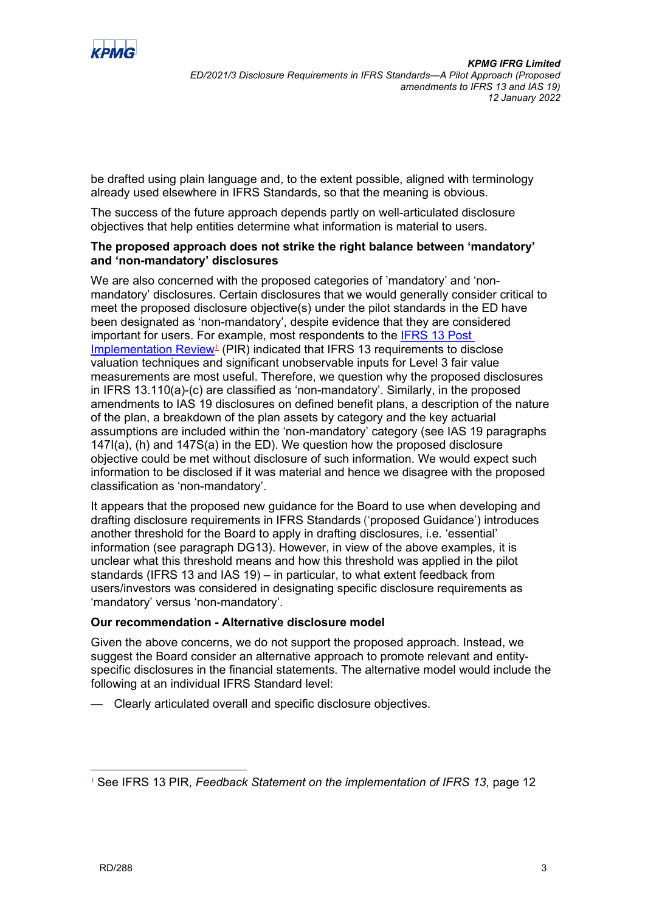be drafted using plain language and, to the extent possible, aligned with terminology already used elsewhere in IFRS Standards, so that the meaning is obvious.

The success of the future approach depends partly on well-articulated disclosure objectives that help entities determine what information is material to users.

**The proposed approach does not strike the right balance between 'mandatory' and 'non-mandatory' disclosures**

We are also concerned with the proposed categories of 'mandatory' and 'non-mandatory' disclosures. Certain disclosures that we would generally consider critical to meet the proposed disclosure objective(s) under the pilot standards in the ED have been designated as 'non-mandatory', despite evidence that they are considered important for users. For example, most respondents to the IFRS 13 Post Implementation Review[1] (PIR) indicated that IFRS 13 requirements to disclose valuation techniques and significant unobservable inputs for Level 3 fair value measurements are most useful. Therefore, we question why the proposed disclosures in IFRS 13.110(a)-(c) are classified as 'non-mandatory'. Similarly, in the proposed amendments to IAS 19 disclosures on defined benefit plans, a description of the nature of the plan, a breakdown of the plan assets by category and the key actuarial assumptions are included within the 'non-mandatory' category (see IAS 19 paragraphs 147I(a), (h) and 147S(a) in the ED). We question how the proposed disclosure objective could be met without disclosure of such information. We would expect such information to be disclosed if it was material and hence we disagree with the proposed classification as 'non-mandatory'.

It appears that the proposed new guidance for the Board to use when developing and drafting disclosure requirements in IFRS Standards ('proposed Guidance') introduces another threshold for the Board to apply in drafting disclosures, i.e. 'essential' information (see paragraph DG13). However, in view of the above examples, it is unclear what this threshold means and how this threshold was applied in the pilot standards (IFRS 13 and IAS 19) – in particular, to what extent feedback from users/investors was considered in designating specific disclosure requirements as 'mandatory' versus 'non-mandatory'.

**Our recommendation - Alternative disclosure model**

Given the above concerns, we do not support the proposed approach. Instead, we suggest the Board consider an alternative approach to promote relevant and entity-specific disclosures in the financial statements. The alternative model would include the following at an individual IFRS Standard level:

— Clearly articulated overall and specific disclosure objectives.

[1] See IFRS 13 PIR, *Feedback Statement on the implementation of IFRS 13*, page 12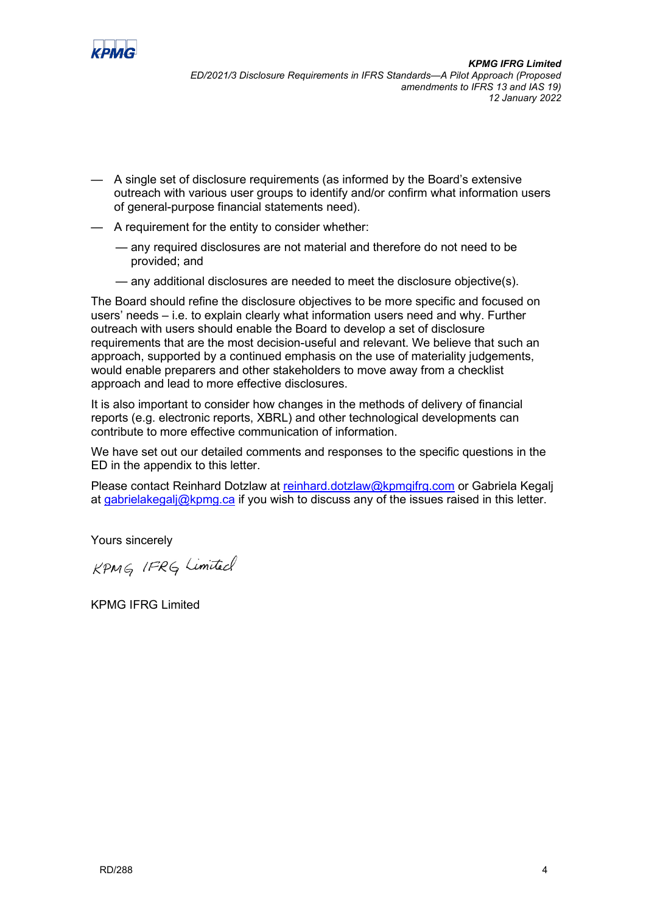- A single set of disclosure requirements (as informed by the Board's extensive outreach with various user groups to identify and/or confirm what information users of general-purpose financial statements need).
- A requirement for the entity to consider whether:
  - any required disclosures are not material and therefore do not need to be provided; and
  - any additional disclosures are needed to meet the disclosure objective(s).

The Board should refine the disclosure objectives to be more specific and focused on users' needs – i.e. to explain clearly what information users need and why. Further outreach with users should enable the Board to develop a set of disclosure requirements that are the most decision-useful and relevant. We believe that such an approach, supported by a continued emphasis on the use of materiality judgements, would enable preparers and other stakeholders to move away from a checklist approach and lead to more effective disclosures.

It is also important to consider how changes in the methods of delivery of financial reports (e.g. electronic reports, XBRL) and other technological developments can contribute to more effective communication of information.

We have set out our detailed comments and responses to the specific questions in the ED in the appendix to this letter.

Please contact Reinhard Dotzlaw at reinhard.dotzlaw@kpmgifrg.com or Gabriela Kegalj at gabrielakegalj@kpmg.ca if you wish to discuss any of the issues raised in this letter.

Yours sincerely

KPMG IFRG Limited

KPMG IFRG Limited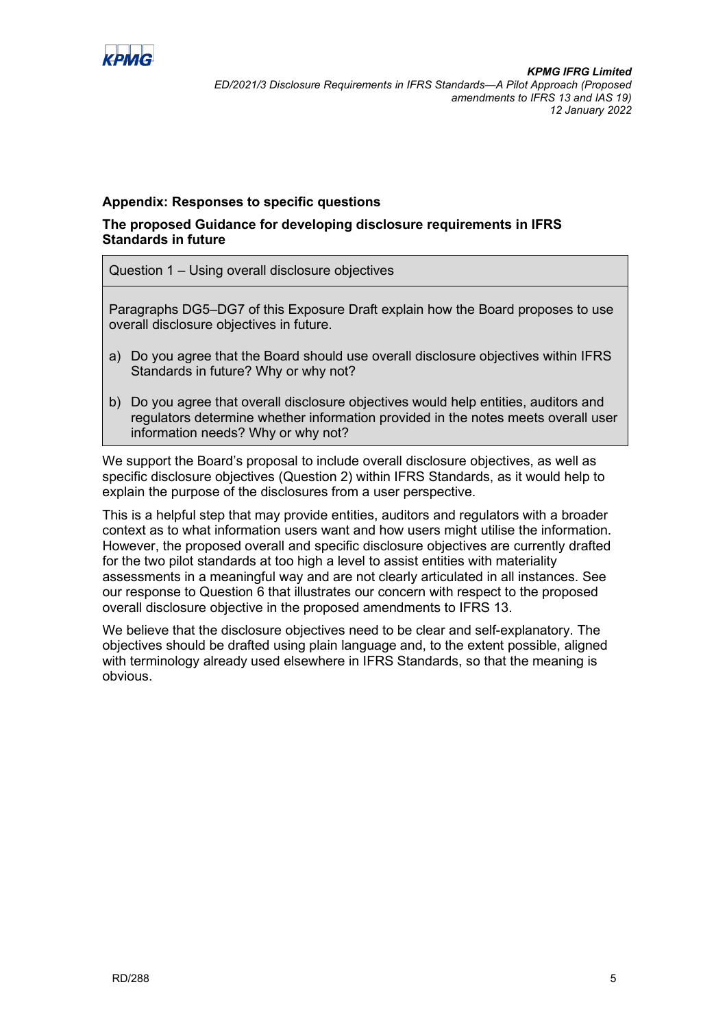## Appendix: Responses to specific questions

### The proposed Guidance for developing disclosure requirements in IFRS Standards in future

> Question 1 – Using overall disclosure objectives
>
> Paragraphs DG5–DG7 of this Exposure Draft explain how the Board proposes to use overall disclosure objectives in future.
>
> a) Do you agree that the Board should use overall disclosure objectives within IFRS Standards in future? Why or why not?
>
> b) Do you agree that overall disclosure objectives would help entities, auditors and regulators determine whether information provided in the notes meets overall user information needs? Why or why not?

We support the Board's proposal to include overall disclosure objectives, as well as specific disclosure objectives (Question 2) within IFRS Standards, as it would help to explain the purpose of the disclosures from a user perspective.

This is a helpful step that may provide entities, auditors and regulators with a broader context as to what information users want and how users might utilise the information. However, the proposed overall and specific disclosure objectives are currently drafted for the two pilot standards at too high a level to assist entities with materiality assessments in a meaningful way and are not clearly articulated in all instances. See our response to Question 6 that illustrates our concern with respect to the proposed overall disclosure objective in the proposed amendments to IFRS 13.

We believe that the disclosure objectives need to be clear and self-explanatory. The objectives should be drafted using plain language and, to the extent possible, aligned with terminology already used elsewhere in IFRS Standards, so that the meaning is obvious.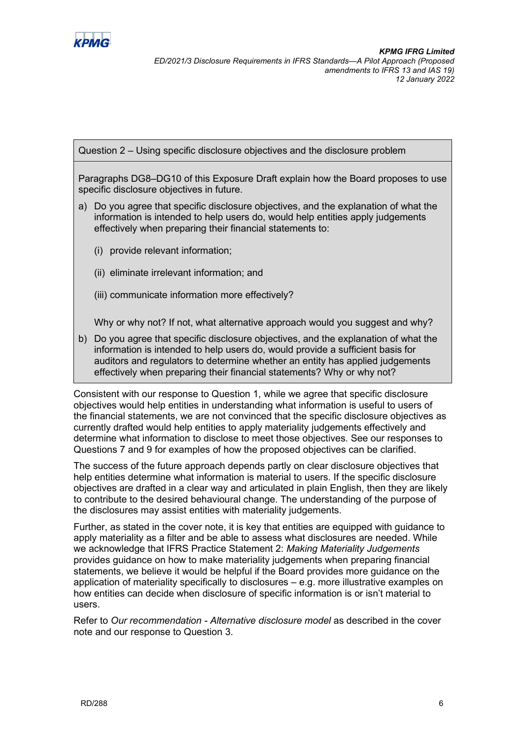**Question 2 – Using specific disclosure objectives and the disclosure problem**

Paragraphs DG8–DG10 of this Exposure Draft explain how the Board proposes to use specific disclosure objectives in future.

a) Do you agree that specific disclosure objectives, and the explanation of what the information is intended to help users do, would help entities apply judgements effectively when preparing their financial statements to:

   (i) provide relevant information;

   (ii) eliminate irrelevant information; and

   (iii) communicate information more effectively?

   Why or why not? If not, what alternative approach would you suggest and why?

b) Do you agree that specific disclosure objectives, and the explanation of what the information is intended to help users do, would provide a sufficient basis for auditors and regulators to determine whether an entity has applied judgements effectively when preparing their financial statements? Why or why not?

Consistent with our response to Question 1, while we agree that specific disclosure objectives would help entities in understanding what information is useful to users of the financial statements, we are not convinced that the specific disclosure objectives as currently drafted would help entities to apply materiality judgements effectively and determine what information to disclose to meet those objectives. See our responses to Questions 7 and 9 for examples of how the proposed objectives can be clarified.

The success of the future approach depends partly on clear disclosure objectives that help entities determine what information is material to users. If the specific disclosure objectives are drafted in a clear way and articulated in plain English, then they are likely to contribute to the desired behavioural change. The understanding of the purpose of the disclosures may assist entities with materiality judgements.

Further, as stated in the cover note, it is key that entities are equipped with guidance to apply materiality as a filter and be able to assess what disclosures are needed. While we acknowledge that IFRS Practice Statement 2: *Making Materiality Judgements* provides guidance on how to make materiality judgements when preparing financial statements, we believe it would be helpful if the Board provides more guidance on the application of materiality specifically to disclosures – e.g. more illustrative examples on how entities can decide when disclosure of specific information is or isn't material to users.

Refer to *Our recommendation - Alternative disclosure model* as described in the cover note and our response to Question 3.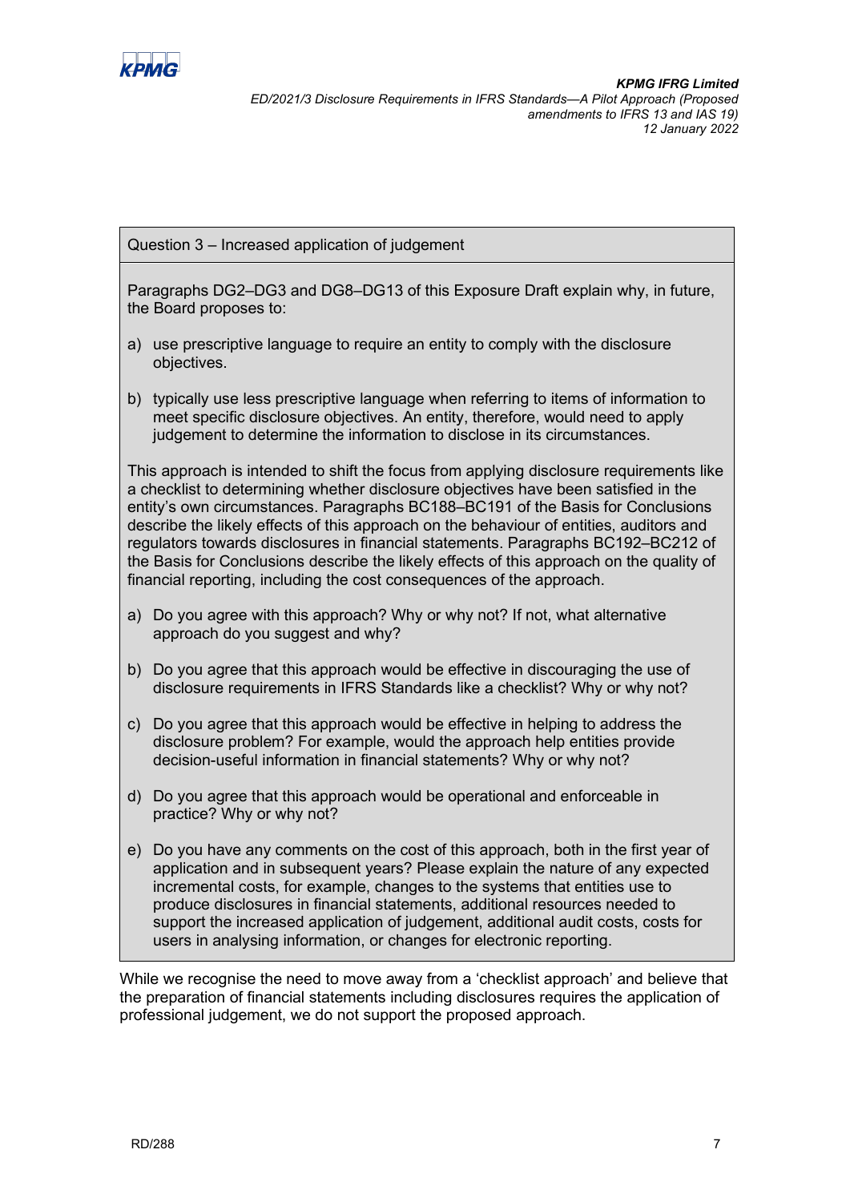Question 3 – Increased application of judgement

Paragraphs DG2–DG3 and DG8–DG13 of this Exposure Draft explain why, in future, the Board proposes to:

a) use prescriptive language to require an entity to comply with the disclosure objectives.

b) typically use less prescriptive language when referring to items of information to meet specific disclosure objectives. An entity, therefore, would need to apply judgement to determine the information to disclose in its circumstances.

This approach is intended to shift the focus from applying disclosure requirements like a checklist to determining whether disclosure objectives have been satisfied in the entity's own circumstances. Paragraphs BC188–BC191 of the Basis for Conclusions describe the likely effects of this approach on the behaviour of entities, auditors and regulators towards disclosures in financial statements. Paragraphs BC192–BC212 of the Basis for Conclusions describe the likely effects of this approach on the quality of financial reporting, including the cost consequences of the approach.

a) Do you agree with this approach? Why or why not? If not, what alternative approach do you suggest and why?

b) Do you agree that this approach would be effective in discouraging the use of disclosure requirements in IFRS Standards like a checklist? Why or why not?

c) Do you agree that this approach would be effective in helping to address the disclosure problem? For example, would the approach help entities provide decision-useful information in financial statements? Why or why not?

d) Do you agree that this approach would be operational and enforceable in practice? Why or why not?

e) Do you have any comments on the cost of this approach, both in the first year of application and in subsequent years? Please explain the nature of any expected incremental costs, for example, changes to the systems that entities use to produce disclosures in financial statements, additional resources needed to support the increased application of judgement, additional audit costs, costs for users in analysing information, or changes for electronic reporting.

While we recognise the need to move away from a 'checklist approach' and believe that the preparation of financial statements including disclosures requires the application of professional judgement, we do not support the proposed approach.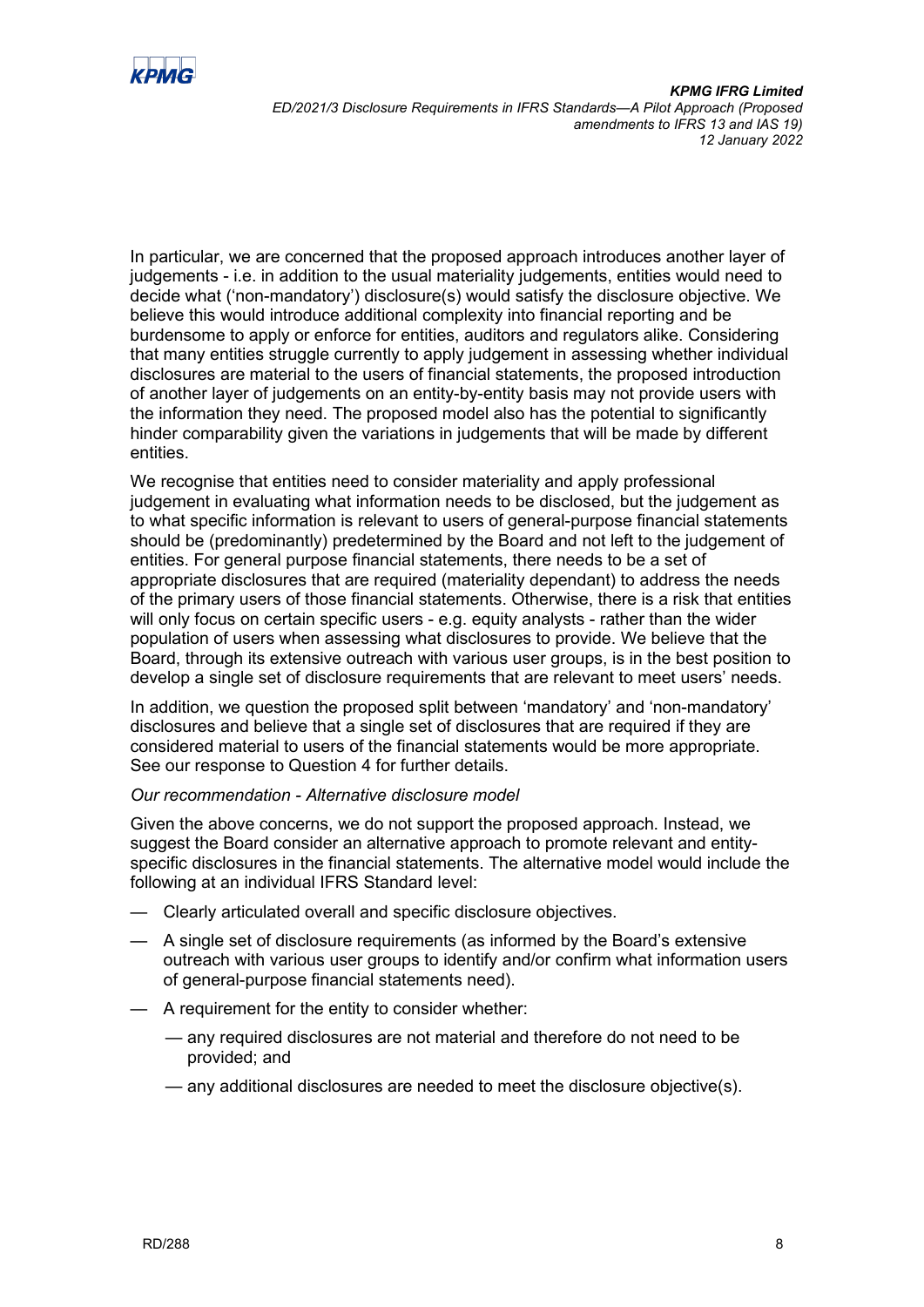In particular, we are concerned that the proposed approach introduces another layer of judgements - i.e. in addition to the usual materiality judgements, entities would need to decide what ('non-mandatory') disclosure(s) would satisfy the disclosure objective. We believe this would introduce additional complexity into financial reporting and be burdensome to apply or enforce for entities, auditors and regulators alike. Considering that many entities struggle currently to apply judgement in assessing whether individual disclosures are material to the users of financial statements, the proposed introduction of another layer of judgements on an entity-by-entity basis may not provide users with the information they need. The proposed model also has the potential to significantly hinder comparability given the variations in judgements that will be made by different entities.

We recognise that entities need to consider materiality and apply professional judgement in evaluating what information needs to be disclosed, but the judgement as to what specific information is relevant to users of general-purpose financial statements should be (predominantly) predetermined by the Board and not left to the judgement of entities. For general purpose financial statements, there needs to be a set of appropriate disclosures that are required (materiality dependant) to address the needs of the primary users of those financial statements. Otherwise, there is a risk that entities will only focus on certain specific users - e.g. equity analysts - rather than the wider population of users when assessing what disclosures to provide. We believe that the Board, through its extensive outreach with various user groups, is in the best position to develop a single set of disclosure requirements that are relevant to meet users' needs.

In addition, we question the proposed split between 'mandatory' and 'non-mandatory' disclosures and believe that a single set of disclosures that are required if they are considered material to users of the financial statements would be more appropriate. See our response to Question 4 for further details.

*Our recommendation - Alternative disclosure model*

Given the above concerns, we do not support the proposed approach. Instead, we suggest the Board consider an alternative approach to promote relevant and entity-specific disclosures in the financial statements. The alternative model would include the following at an individual IFRS Standard level:

- Clearly articulated overall and specific disclosure objectives.
- A single set of disclosure requirements (as informed by the Board's extensive outreach with various user groups to identify and/or confirm what information users of general-purpose financial statements need).
- A requirement for the entity to consider whether:
  - any required disclosures are not material and therefore do not need to be provided; and
  - any additional disclosures are needed to meet the disclosure objective(s).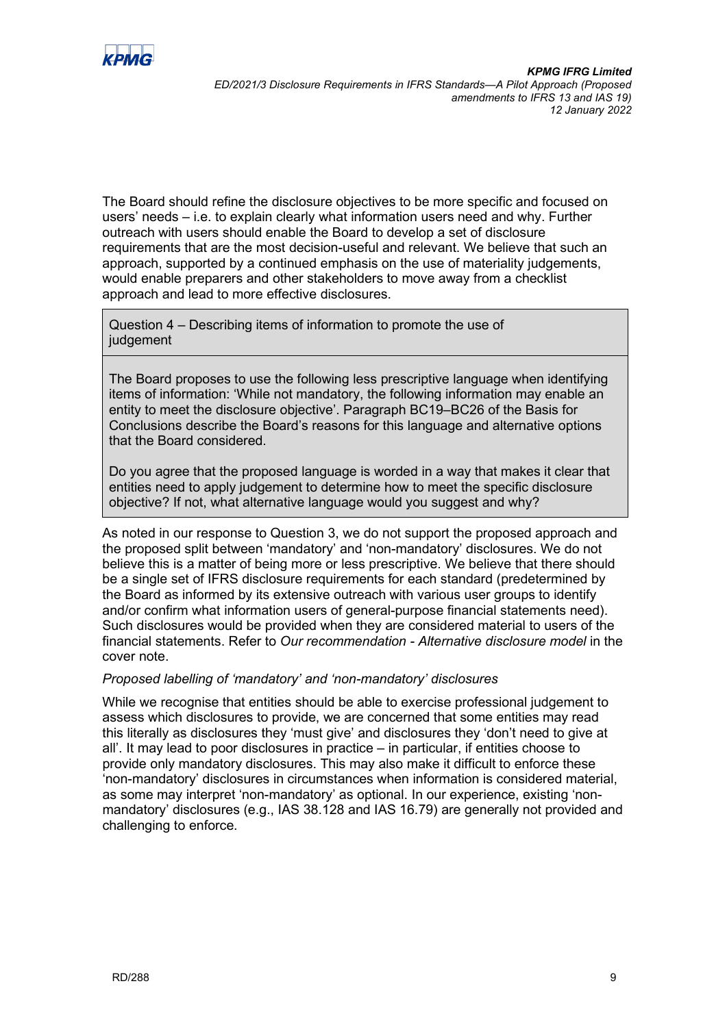The Board should refine the disclosure objectives to be more specific and focused on users' needs – i.e. to explain clearly what information users need and why. Further outreach with users should enable the Board to develop a set of disclosure requirements that are the most decision-useful and relevant. We believe that such an approach, supported by a continued emphasis on the use of materiality judgements, would enable preparers and other stakeholders to move away from a checklist approach and lead to more effective disclosures.

> Question 4 – Describing items of information to promote the use of judgement
>
> The Board proposes to use the following less prescriptive language when identifying items of information: 'While not mandatory, the following information may enable an entity to meet the disclosure objective'. Paragraph BC19–BC26 of the Basis for Conclusions describe the Board's reasons for this language and alternative options that the Board considered.
>
> Do you agree that the proposed language is worded in a way that makes it clear that entities need to apply judgement to determine how to meet the specific disclosure objective? If not, what alternative language would you suggest and why?

As noted in our response to Question 3, we do not support the proposed approach and the proposed split between 'mandatory' and 'non-mandatory' disclosures. We do not believe this is a matter of being more or less prescriptive. We believe that there should be a single set of IFRS disclosure requirements for each standard (predetermined by the Board as informed by its extensive outreach with various user groups to identify and/or confirm what information users of general-purpose financial statements need). Such disclosures would be provided when they are considered material to users of the financial statements. Refer to *Our recommendation - Alternative disclosure model* in the cover note.

*Proposed labelling of 'mandatory' and 'non-mandatory' disclosures*

While we recognise that entities should be able to exercise professional judgement to assess which disclosures to provide, we are concerned that some entities may read this literally as disclosures they 'must give' and disclosures they 'don't need to give at all'. It may lead to poor disclosures in practice – in particular, if entities choose to provide only mandatory disclosures. This may also make it difficult to enforce these 'non-mandatory' disclosures in circumstances when information is considered material, as some may interpret 'non-mandatory' as optional. In our experience, existing 'non-mandatory' disclosures (e.g., IAS 38.128 and IAS 16.79) are generally not provided and challenging to enforce.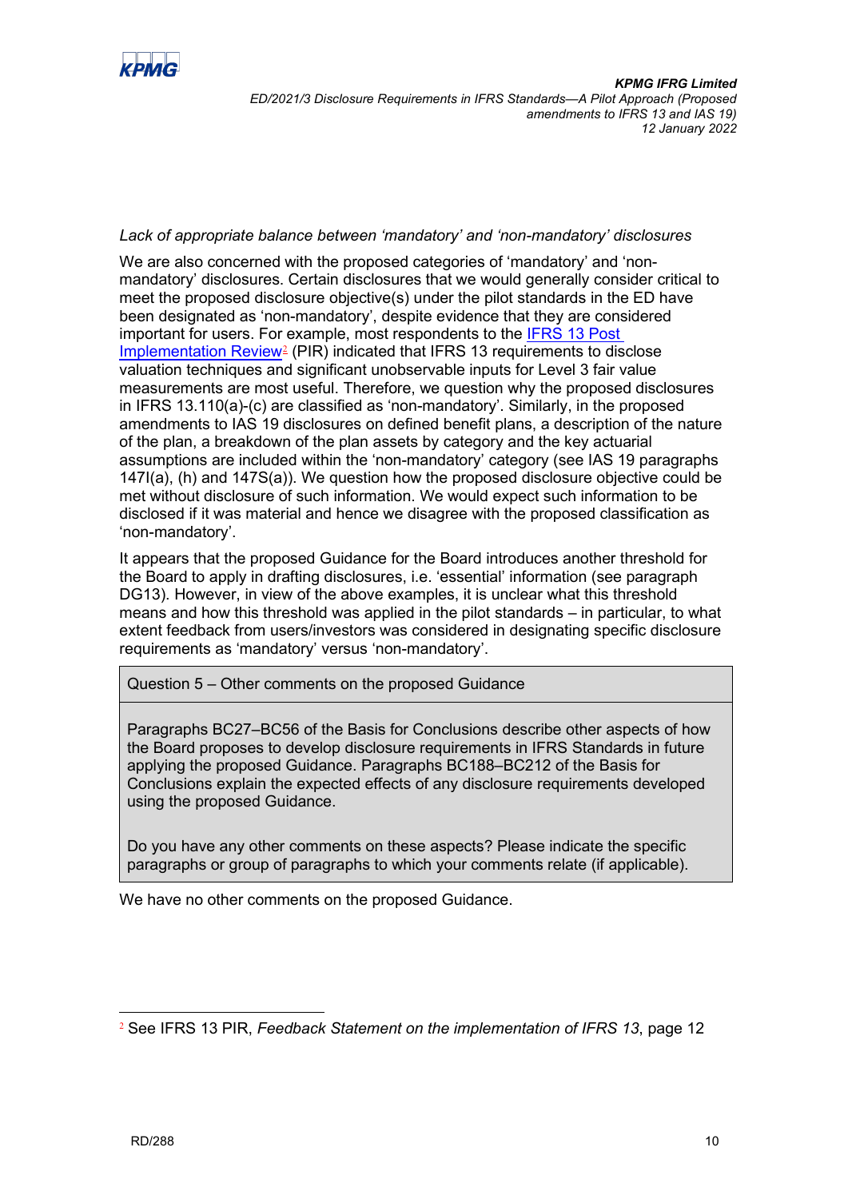*Lack of appropriate balance between 'mandatory' and 'non-mandatory' disclosures*

We are also concerned with the proposed categories of 'mandatory' and 'non-mandatory' disclosures. Certain disclosures that we would generally consider critical to meet the proposed disclosure objective(s) under the pilot standards in the ED have been designated as 'non-mandatory', despite evidence that they are considered important for users. For example, most respondents to the IFRS 13 Post Implementation Review[2] (PIR) indicated that IFRS 13 requirements to disclose valuation techniques and significant unobservable inputs for Level 3 fair value measurements are most useful. Therefore, we question why the proposed disclosures in IFRS 13.110(a)-(c) are classified as 'non-mandatory'. Similarly, in the proposed amendments to IAS 19 disclosures on defined benefit plans, a description of the nature of the plan, a breakdown of the plan assets by category and the key actuarial assumptions are included within the 'non-mandatory' category (see IAS 19 paragraphs 147I(a), (h) and 147S(a)). We question how the proposed disclosure objective could be met without disclosure of such information. We would expect such information to be disclosed if it was material and hence we disagree with the proposed classification as 'non-mandatory'.

It appears that the proposed Guidance for the Board introduces another threshold for the Board to apply in drafting disclosures, i.e. 'essential' information (see paragraph DG13). However, in view of the above examples, it is unclear what this threshold means and how this threshold was applied in the pilot standards – in particular, to what extent feedback from users/investors was considered in designating specific disclosure requirements as 'mandatory' versus 'non-mandatory'.

| Question 5 – Other comments on the proposed Guidance |
|---|
| Paragraphs BC27–BC56 of the Basis for Conclusions describe other aspects of how the Board proposes to develop disclosure requirements in IFRS Standards in future applying the proposed Guidance. Paragraphs BC188–BC212 of the Basis for Conclusions explain the expected effects of any disclosure requirements developed using the proposed Guidance.<br><br>Do you have any other comments on these aspects? Please indicate the specific paragraphs or group of paragraphs to which your comments relate (if applicable). |

We have no other comments on the proposed Guidance.

[2] See IFRS 13 PIR, *Feedback Statement on the implementation of IFRS 13*, page 12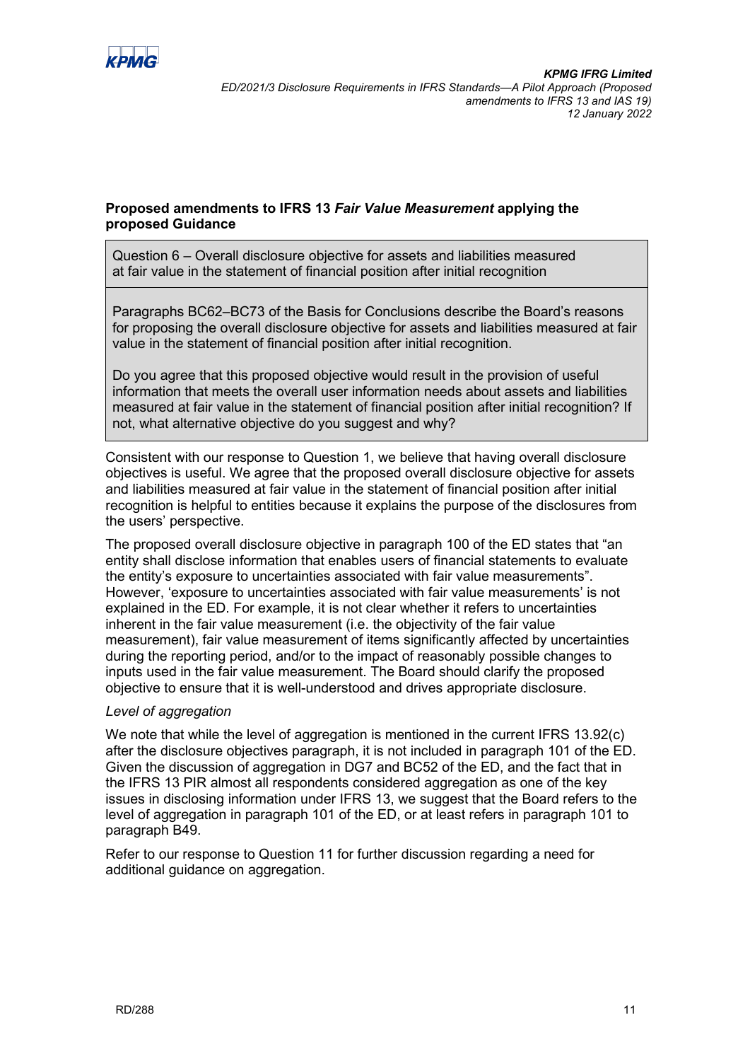**Proposed amendments to IFRS 13 *Fair Value Measurement* applying the proposed Guidance**

| |
|---|
| Question 6 – Overall disclosure objective for assets and liabilities measured at fair value in the statement of financial position after initial recognition |
| Paragraphs BC62–BC73 of the Basis for Conclusions describe the Board's reasons for proposing the overall disclosure objective for assets and liabilities measured at fair value in the statement of financial position after initial recognition.<br><br>Do you agree that this proposed objective would result in the provision of useful information that meets the overall user information needs about assets and liabilities measured at fair value in the statement of financial position after initial recognition? If not, what alternative objective do you suggest and why? |

Consistent with our response to Question 1, we believe that having overall disclosure objectives is useful. We agree that the proposed overall disclosure objective for assets and liabilities measured at fair value in the statement of financial position after initial recognition is helpful to entities because it explains the purpose of the disclosures from the users' perspective.

The proposed overall disclosure objective in paragraph 100 of the ED states that "an entity shall disclose information that enables users of financial statements to evaluate the entity's exposure to uncertainties associated with fair value measurements". However, 'exposure to uncertainties associated with fair value measurements' is not explained in the ED. For example, it is not clear whether it refers to uncertainties inherent in the fair value measurement (i.e. the objectivity of the fair value measurement), fair value measurement of items significantly affected by uncertainties during the reporting period, and/or to the impact of reasonably possible changes to inputs used in the fair value measurement. The Board should clarify the proposed objective to ensure that it is well-understood and drives appropriate disclosure.

*Level of aggregation*

We note that while the level of aggregation is mentioned in the current IFRS 13.92(c) after the disclosure objectives paragraph, it is not included in paragraph 101 of the ED. Given the discussion of aggregation in DG7 and BC52 of the ED, and the fact that in the IFRS 13 PIR almost all respondents considered aggregation as one of the key issues in disclosing information under IFRS 13, we suggest that the Board refers to the level of aggregation in paragraph 101 of the ED, or at least refers in paragraph 101 to paragraph B49.

Refer to our response to Question 11 for further discussion regarding a need for additional guidance on aggregation.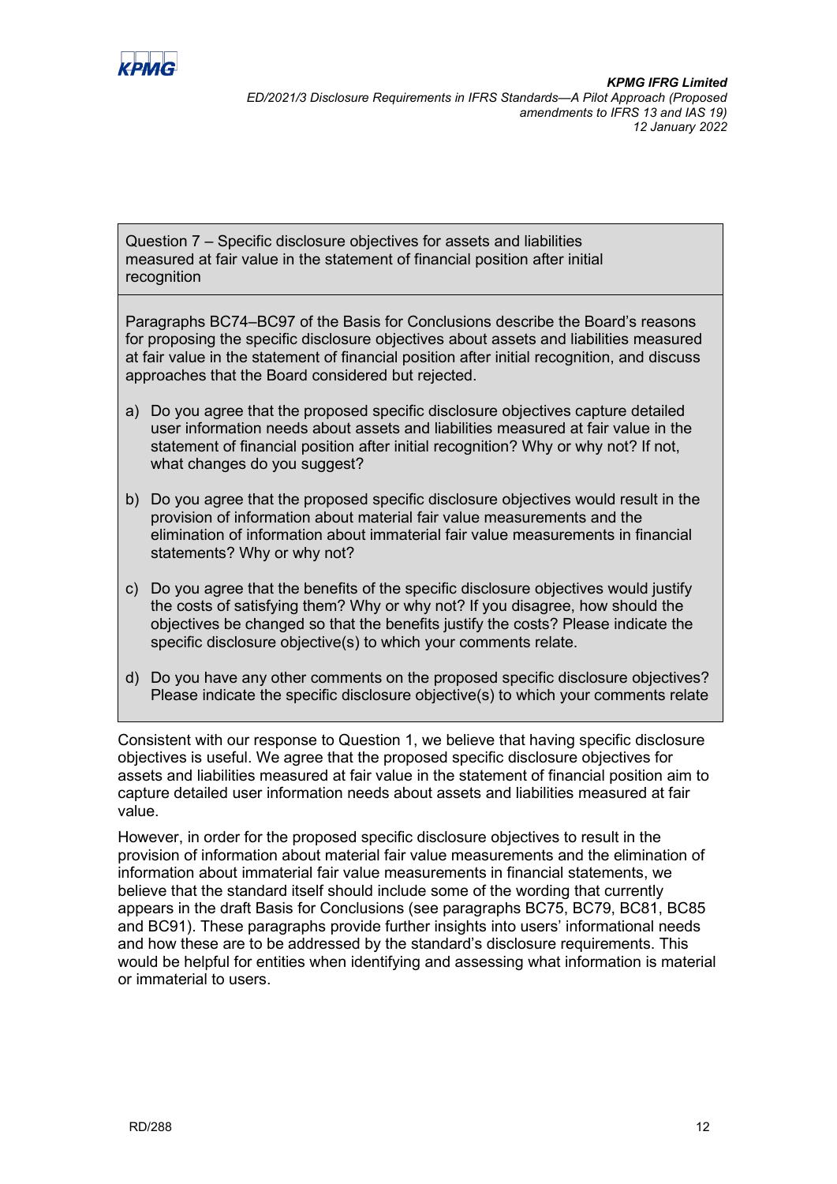Question 7 – Specific disclosure objectives for assets and liabilities measured at fair value in the statement of financial position after initial recognition

Paragraphs BC74–BC97 of the Basis for Conclusions describe the Board's reasons for proposing the specific disclosure objectives about assets and liabilities measured at fair value in the statement of financial position after initial recognition, and discuss approaches that the Board considered but rejected.

a) Do you agree that the proposed specific disclosure objectives capture detailed user information needs about assets and liabilities measured at fair value in the statement of financial position after initial recognition? Why or why not? If not, what changes do you suggest?

b) Do you agree that the proposed specific disclosure objectives would result in the provision of information about material fair value measurements and the elimination of information about immaterial fair value measurements in financial statements? Why or why not?

c) Do you agree that the benefits of the specific disclosure objectives would justify the costs of satisfying them? Why or why not? If you disagree, how should the objectives be changed so that the benefits justify the costs? Please indicate the specific disclosure objective(s) to which your comments relate.

d) Do you have any other comments on the proposed specific disclosure objectives? Please indicate the specific disclosure objective(s) to which your comments relate

Consistent with our response to Question 1, we believe that having specific disclosure objectives is useful. We agree that the proposed specific disclosure objectives for assets and liabilities measured at fair value in the statement of financial position aim to capture detailed user information needs about assets and liabilities measured at fair value.

However, in order for the proposed specific disclosure objectives to result in the provision of information about material fair value measurements and the elimination of information about immaterial fair value measurements in financial statements, we believe that the standard itself should include some of the wording that currently appears in the draft Basis for Conclusions (see paragraphs BC75, BC79, BC81, BC85 and BC91). These paragraphs provide further insights into users' informational needs and how these are to be addressed by the standard's disclosure requirements. This would be helpful for entities when identifying and assessing what information is material or immaterial to users.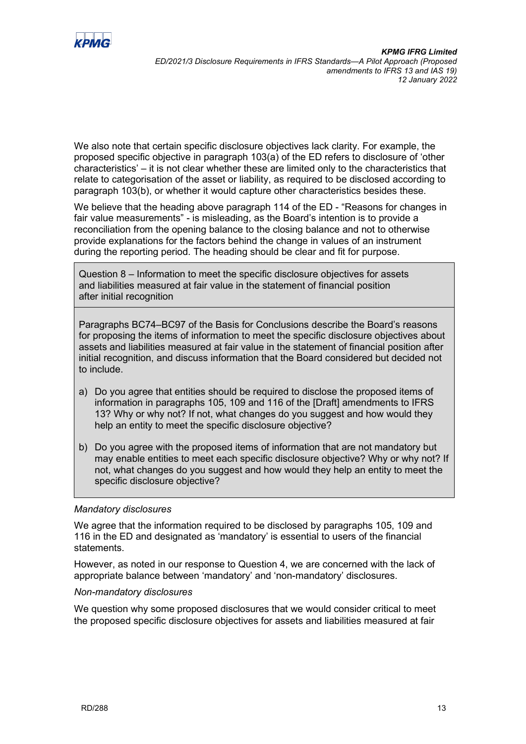We also note that certain specific disclosure objectives lack clarity. For example, the proposed specific objective in paragraph 103(a) of the ED refers to disclosure of 'other characteristics' – it is not clear whether these are limited only to the characteristics that relate to categorisation of the asset or liability, as required to be disclosed according to paragraph 103(b), or whether it would capture other characteristics besides these.

We believe that the heading above paragraph 114 of the ED - "Reasons for changes in fair value measurements" - is misleading, as the Board's intention is to provide a reconciliation from the opening balance to the closing balance and not to otherwise provide explanations for the factors behind the change in values of an instrument during the reporting period. The heading should be clear and fit for purpose.

> Question 8 – Information to meet the specific disclosure objectives for assets and liabilities measured at fair value in the statement of financial position after initial recognition
>
> Paragraphs BC74–BC97 of the Basis for Conclusions describe the Board's reasons for proposing the items of information to meet the specific disclosure objectives about assets and liabilities measured at fair value in the statement of financial position after initial recognition, and discuss information that the Board considered but decided not to include.
>
> a) Do you agree that entities should be required to disclose the proposed items of information in paragraphs 105, 109 and 116 of the [Draft] amendments to IFRS 13? Why or why not? If not, what changes do you suggest and how would they help an entity to meet the specific disclosure objective?
>
> b) Do you agree with the proposed items of information that are not mandatory but may enable entities to meet each specific disclosure objective? Why or why not? If not, what changes do you suggest and how would they help an entity to meet the specific disclosure objective?

*Mandatory disclosures*

We agree that the information required to be disclosed by paragraphs 105, 109 and 116 in the ED and designated as 'mandatory' is essential to users of the financial statements.

However, as noted in our response to Question 4, we are concerned with the lack of appropriate balance between 'mandatory' and 'non-mandatory' disclosures.

*Non-mandatory disclosures*

We question why some proposed disclosures that we would consider critical to meet the proposed specific disclosure objectives for assets and liabilities measured at fair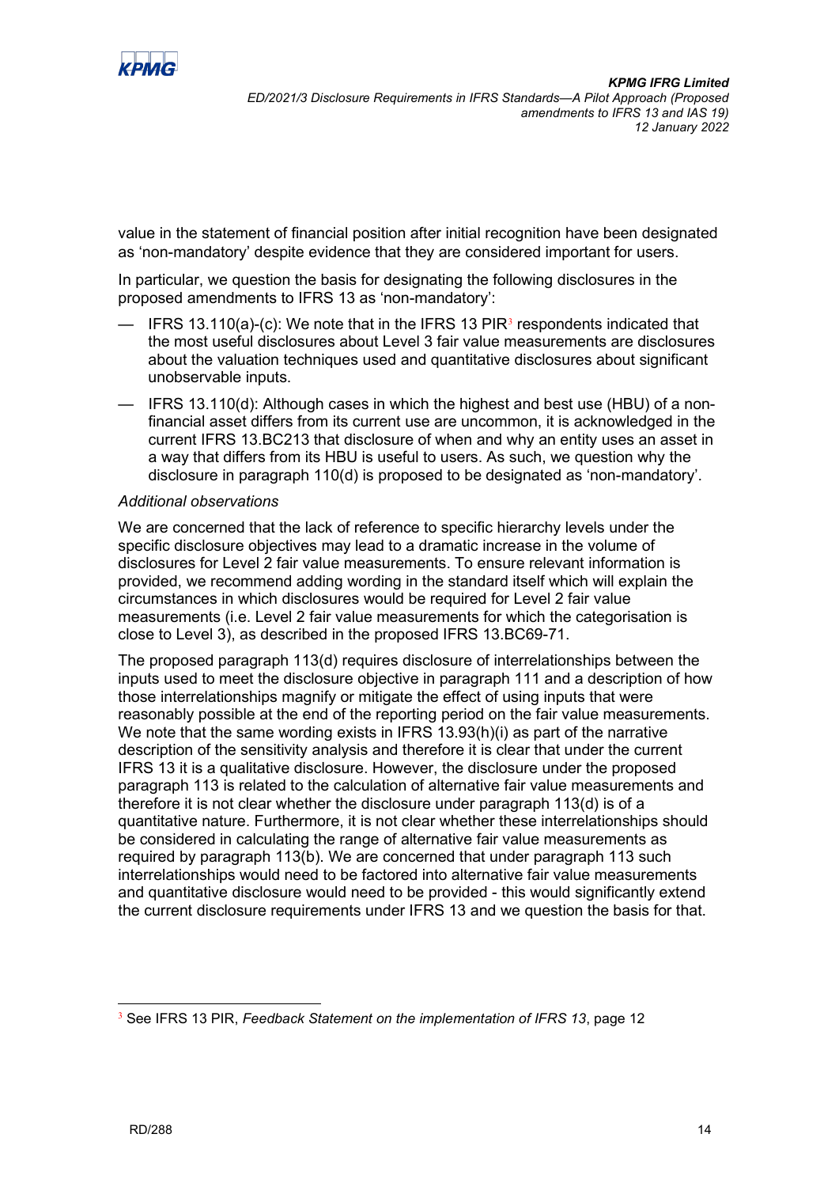value in the statement of financial position after initial recognition have been designated as 'non-mandatory' despite evidence that they are considered important for users.

In particular, we question the basis for designating the following disclosures in the proposed amendments to IFRS 13 as 'non-mandatory':

- IFRS 13.110(a)-(c): We note that in the IFRS 13 PIR[3] respondents indicated that the most useful disclosures about Level 3 fair value measurements are disclosures about the valuation techniques used and quantitative disclosures about significant unobservable inputs.
- IFRS 13.110(d): Although cases in which the highest and best use (HBU) of a non-financial asset differs from its current use are uncommon, it is acknowledged in the current IFRS 13.BC213 that disclosure of when and why an entity uses an asset in a way that differs from its HBU is useful to users. As such, we question why the disclosure in paragraph 110(d) is proposed to be designated as 'non-mandatory'.

*Additional observations*

We are concerned that the lack of reference to specific hierarchy levels under the specific disclosure objectives may lead to a dramatic increase in the volume of disclosures for Level 2 fair value measurements. To ensure relevant information is provided, we recommend adding wording in the standard itself which will explain the circumstances in which disclosures would be required for Level 2 fair value measurements (i.e. Level 2 fair value measurements for which the categorisation is close to Level 3), as described in the proposed IFRS 13.BC69-71.

The proposed paragraph 113(d) requires disclosure of interrelationships between the inputs used to meet the disclosure objective in paragraph 111 and a description of how those interrelationships magnify or mitigate the effect of using inputs that were reasonably possible at the end of the reporting period on the fair value measurements. We note that the same wording exists in IFRS 13.93(h)(i) as part of the narrative description of the sensitivity analysis and therefore it is clear that under the current IFRS 13 it is a qualitative disclosure. However, the disclosure under the proposed paragraph 113 is related to the calculation of alternative fair value measurements and therefore it is not clear whether the disclosure under paragraph 113(d) is of a quantitative nature. Furthermore, it is not clear whether these interrelationships should be considered in calculating the range of alternative fair value measurements as required by paragraph 113(b). We are concerned that under paragraph 113 such interrelationships would need to be factored into alternative fair value measurements and quantitative disclosure would need to be provided - this would significantly extend the current disclosure requirements under IFRS 13 and we question the basis for that.

[3] See IFRS 13 PIR, *Feedback Statement on the implementation of IFRS 13*, page 12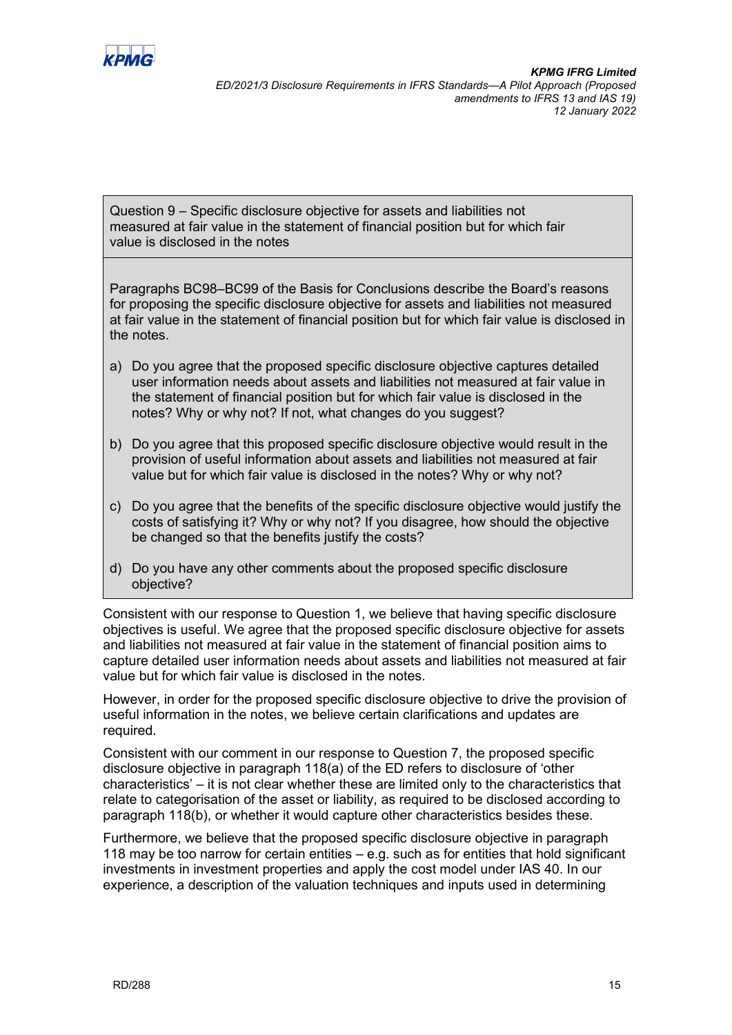| Question 9 – Specific disclosure objective for assets and liabilities not measured at fair value in the statement of financial position but for which fair value is disclosed in the notes |
| --- |
| Paragraphs BC98–BC99 of the Basis for Conclusions describe the Board's reasons for proposing the specific disclosure objective for assets and liabilities not measured at fair value in the statement of financial position but for which fair value is disclosed in the notes.<br><br>a) Do you agree that the proposed specific disclosure objective captures detailed user information needs about assets and liabilities not measured at fair value in the statement of financial position but for which fair value is disclosed in the notes? Why or why not? If not, what changes do you suggest?<br><br>b) Do you agree that this proposed specific disclosure objective would result in the provision of useful information about assets and liabilities not measured at fair value but for which fair value is disclosed in the notes? Why or why not?<br><br>c) Do you agree that the benefits of the specific disclosure objective would justify the costs of satisfying it? Why or why not? If you disagree, how should the objective be changed so that the benefits justify the costs?<br><br>d) Do you have any other comments about the proposed specific disclosure objective? |

Consistent with our response to Question 1, we believe that having specific disclosure objectives is useful. We agree that the proposed specific disclosure objective for assets and liabilities not measured at fair value in the statement of financial position aims to capture detailed user information needs about assets and liabilities not measured at fair value but for which fair value is disclosed in the notes.

However, in order for the proposed specific disclosure objective to drive the provision of useful information in the notes, we believe certain clarifications and updates are required.

Consistent with our comment in our response to Question 7, the proposed specific disclosure objective in paragraph 118(a) of the ED refers to disclosure of 'other characteristics' – it is not clear whether these are limited only to the characteristics that relate to categorisation of the asset or liability, as required to be disclosed according to paragraph 118(b), or whether it would capture other characteristics besides these.

Furthermore, we believe that the proposed specific disclosure objective in paragraph 118 may be too narrow for certain entities – e.g. such as for entities that hold significant investments in investment properties and apply the cost model under IAS 40. In our experience, a description of the valuation techniques and inputs used in determining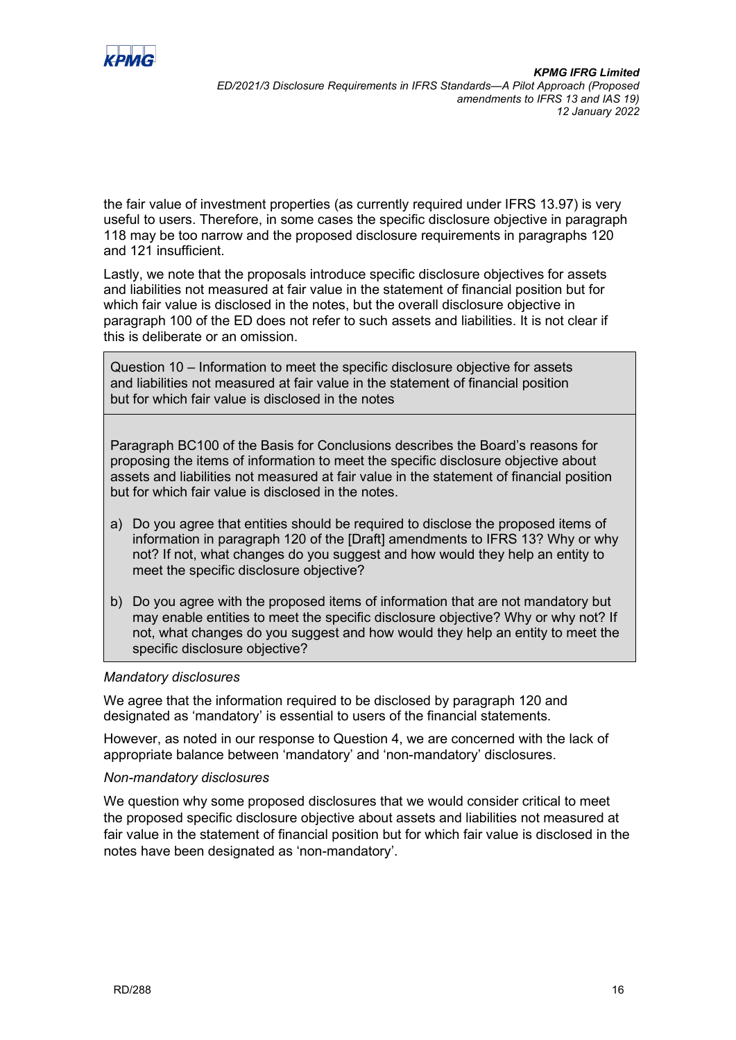the fair value of investment properties (as currently required under IFRS 13.97) is very useful to users. Therefore, in some cases the specific disclosure objective in paragraph 118 may be too narrow and the proposed disclosure requirements in paragraphs 120 and 121 insufficient.

Lastly, we note that the proposals introduce specific disclosure objectives for assets and liabilities not measured at fair value in the statement of financial position but for which fair value is disclosed in the notes, but the overall disclosure objective in paragraph 100 of the ED does not refer to such assets and liabilities. It is not clear if this is deliberate or an omission.

> Question 10 – Information to meet the specific disclosure objective for assets and liabilities not measured at fair value in the statement of financial position but for which fair value is disclosed in the notes
>
> Paragraph BC100 of the Basis for Conclusions describes the Board's reasons for proposing the items of information to meet the specific disclosure objective about assets and liabilities not measured at fair value in the statement of financial position but for which fair value is disclosed in the notes.
>
> a) Do you agree that entities should be required to disclose the proposed items of information in paragraph 120 of the [Draft] amendments to IFRS 13? Why or why not? If not, what changes do you suggest and how would they help an entity to meet the specific disclosure objective?
>
> b) Do you agree with the proposed items of information that are not mandatory but may enable entities to meet the specific disclosure objective? Why or why not? If not, what changes do you suggest and how would they help an entity to meet the specific disclosure objective?

*Mandatory disclosures*

We agree that the information required to be disclosed by paragraph 120 and designated as 'mandatory' is essential to users of the financial statements.

However, as noted in our response to Question 4, we are concerned with the lack of appropriate balance between 'mandatory' and 'non-mandatory' disclosures.

*Non-mandatory disclosures*

We question why some proposed disclosures that we would consider critical to meet the proposed specific disclosure objective about assets and liabilities not measured at fair value in the statement of financial position but for which fair value is disclosed in the notes have been designated as 'non-mandatory'.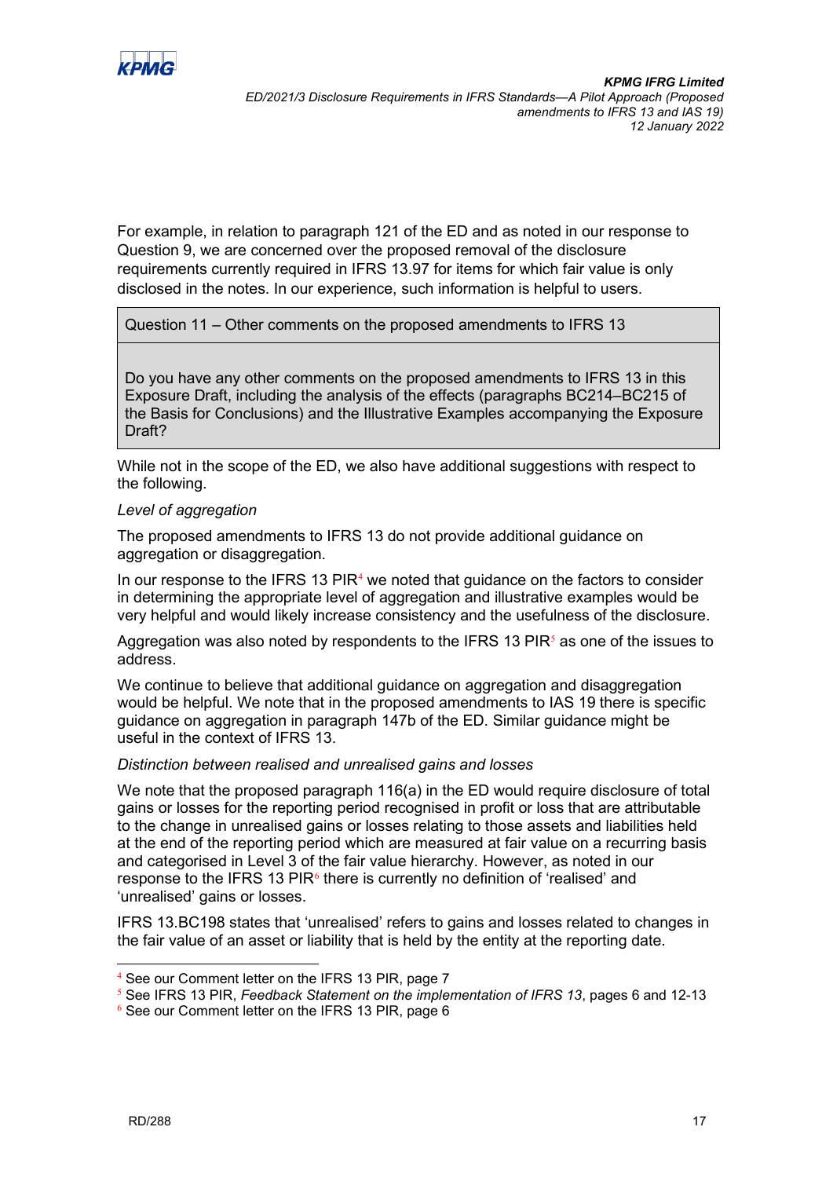For example, in relation to paragraph 121 of the ED and as noted in our response to Question 9, we are concerned over the proposed removal of the disclosure requirements currently required in IFRS 13.97 for items for which fair value is only disclosed in the notes. In our experience, such information is helpful to users.

| Question 11 – Other comments on the proposed amendments to IFRS 13 |
| --- |
| Do you have any other comments on the proposed amendments to IFRS 13 in this Exposure Draft, including the analysis of the effects (paragraphs BC214–BC215 of the Basis for Conclusions) and the Illustrative Examples accompanying the Exposure Draft? |

While not in the scope of the ED, we also have additional suggestions with respect to the following.

*Level of aggregation*

The proposed amendments to IFRS 13 do not provide additional guidance on aggregation or disaggregation.

In our response to the IFRS 13 PIR[4] we noted that guidance on the factors to consider in determining the appropriate level of aggregation and illustrative examples would be very helpful and would likely increase consistency and the usefulness of the disclosure.

Aggregation was also noted by respondents to the IFRS 13 PIR[5] as one of the issues to address.

We continue to believe that additional guidance on aggregation and disaggregation would be helpful. We note that in the proposed amendments to IAS 19 there is specific guidance on aggregation in paragraph 147b of the ED. Similar guidance might be useful in the context of IFRS 13.

*Distinction between realised and unrealised gains and losses*

We note that the proposed paragraph 116(a) in the ED would require disclosure of total gains or losses for the reporting period recognised in profit or loss that are attributable to the change in unrealised gains or losses relating to those assets and liabilities held at the end of the reporting period which are measured at fair value on a recurring basis and categorised in Level 3 of the fair value hierarchy. However, as noted in our response to the IFRS 13 PIR[6] there is currently no definition of 'realised' and 'unrealised' gains or losses.

IFRS 13.BC198 states that 'unrealised' refers to gains and losses related to changes in the fair value of an asset or liability that is held by the entity at the reporting date.

---

[4] See our Comment letter on the IFRS 13 PIR, page 7

[5] See IFRS 13 PIR, *Feedback Statement on the implementation of IFRS 13*, pages 6 and 12-13

[6] See our Comment letter on the IFRS 13 PIR, page 6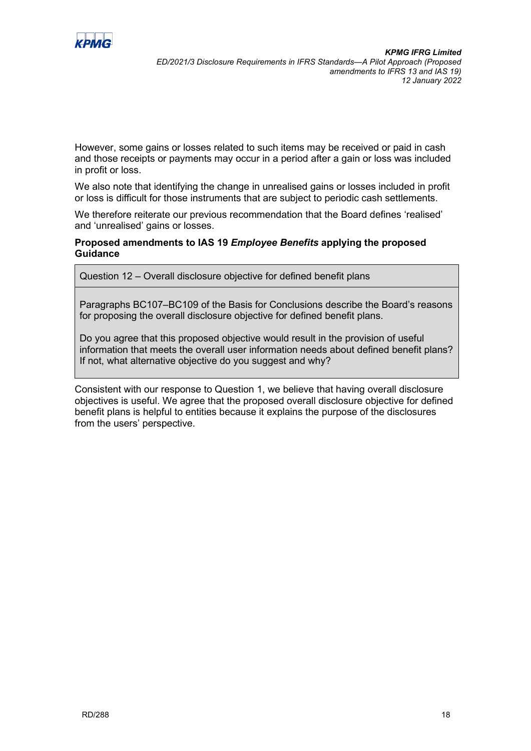However, some gains or losses related to such items may be received or paid in cash and those receipts or payments may occur in a period after a gain or loss was included in profit or loss.

We also note that identifying the change in unrealised gains or losses included in profit or loss is difficult for those instruments that are subject to periodic cash settlements.

We therefore reiterate our previous recommendation that the Board defines 'realised' and 'unrealised' gains or losses.

**Proposed amendments to IAS 19 *Employee Benefits* applying the proposed Guidance**

| Question 12 – Overall disclosure objective for defined benefit plans |
|---|
| Paragraphs BC107–BC109 of the Basis for Conclusions describe the Board's reasons for proposing the overall disclosure objective for defined benefit plans.<br><br>Do you agree that this proposed objective would result in the provision of useful information that meets the overall user information needs about defined benefit plans? If not, what alternative objective do you suggest and why? |

Consistent with our response to Question 1, we believe that having overall disclosure objectives is useful. We agree that the proposed overall disclosure objective for defined benefit plans is helpful to entities because it explains the purpose of the disclosures from the users' perspective.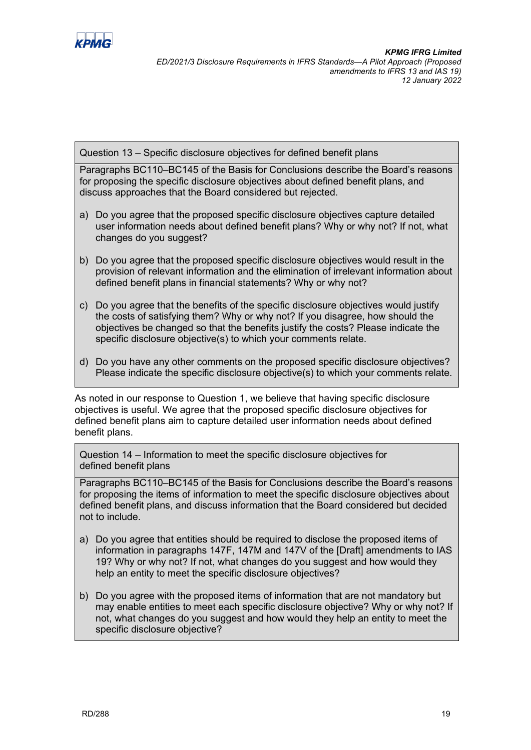| Question 13 – Specific disclosure objectives for defined benefit plans |
| --- |
| Paragraphs BC110–BC145 of the Basis for Conclusions describe the Board's reasons for proposing the specific disclosure objectives about defined benefit plans, and discuss approaches that the Board considered but rejected.<br><br>a) Do you agree that the proposed specific disclosure objectives capture detailed user information needs about defined benefit plans? Why or why not? If not, what changes do you suggest?<br><br>b) Do you agree that the proposed specific disclosure objectives would result in the provision of relevant information and the elimination of irrelevant information about defined benefit plans in financial statements? Why or why not?<br><br>c) Do you agree that the benefits of the specific disclosure objectives would justify the costs of satisfying them? Why or why not? If you disagree, how should the objectives be changed so that the benefits justify the costs? Please indicate the specific disclosure objective(s) to which your comments relate.<br><br>d) Do you have any other comments on the proposed specific disclosure objectives? Please indicate the specific disclosure objective(s) to which your comments relate. |

As noted in our response to Question 1, we believe that having specific disclosure objectives is useful. We agree that the proposed specific disclosure objectives for defined benefit plans aim to capture detailed user information needs about defined benefit plans.

| Question 14 – Information to meet the specific disclosure objectives for defined benefit plans |
| --- |
| Paragraphs BC110–BC145 of the Basis for Conclusions describe the Board's reasons for proposing the items of information to meet the specific disclosure objectives about defined benefit plans, and discuss information that the Board considered but decided not to include.<br><br>a) Do you agree that entities should be required to disclose the proposed items of information in paragraphs 147F, 147M and 147V of the [Draft] amendments to IAS 19? Why or why not? If not, what changes do you suggest and how would they help an entity to meet the specific disclosure objectives?<br><br>b) Do you agree with the proposed items of information that are not mandatory but may enable entities to meet each specific disclosure objective? Why or why not? If not, what changes do you suggest and how would they help an entity to meet the specific disclosure objective? |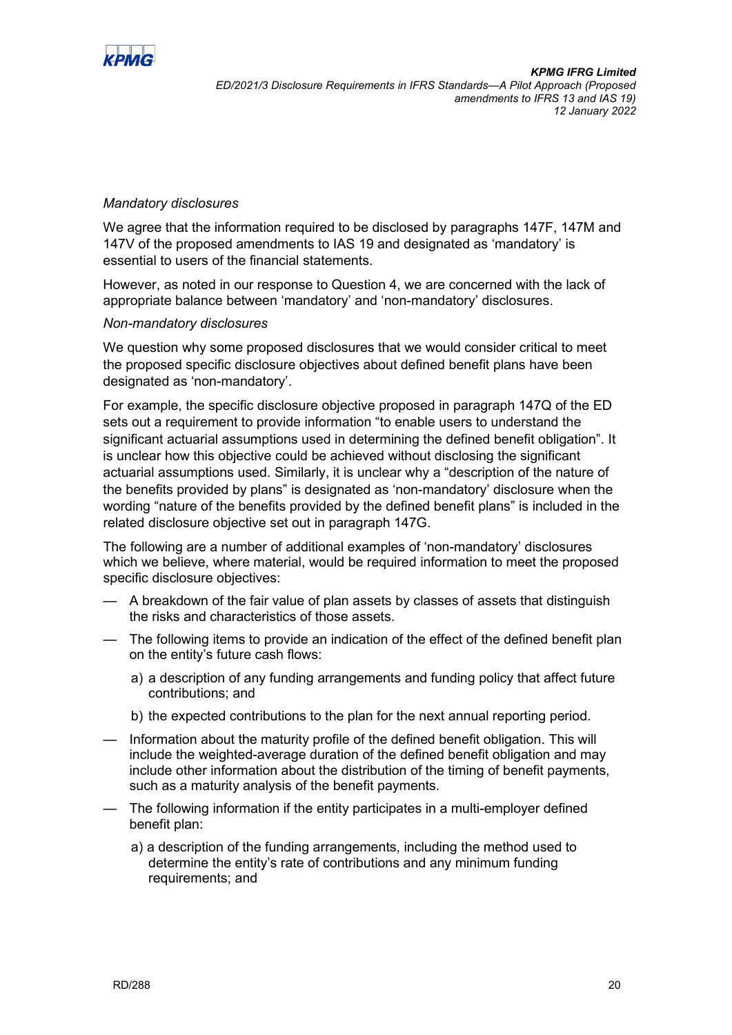*Mandatory disclosures*

We agree that the information required to be disclosed by paragraphs 147F, 147M and 147V of the proposed amendments to IAS 19 and designated as 'mandatory' is essential to users of the financial statements.

However, as noted in our response to Question 4, we are concerned with the lack of appropriate balance between 'mandatory' and 'non-mandatory' disclosures.

*Non-mandatory disclosures*

We question why some proposed disclosures that we would consider critical to meet the proposed specific disclosure objectives about defined benefit plans have been designated as 'non-mandatory'.

For example, the specific disclosure objective proposed in paragraph 147Q of the ED sets out a requirement to provide information "to enable users to understand the significant actuarial assumptions used in determining the defined benefit obligation". It is unclear how this objective could be achieved without disclosing the significant actuarial assumptions used. Similarly, it is unclear why a "description of the nature of the benefits provided by plans" is designated as 'non-mandatory' disclosure when the wording "nature of the benefits provided by the defined benefit plans" is included in the related disclosure objective set out in paragraph 147G.

The following are a number of additional examples of 'non-mandatory' disclosures which we believe, where material, would be required information to meet the proposed specific disclosure objectives:

- A breakdown of the fair value of plan assets by classes of assets that distinguish the risks and characteristics of those assets.
- The following items to provide an indication of the effect of the defined benefit plan on the entity's future cash flows:
  a) a description of any funding arrangements and funding policy that affect future contributions; and
  b) the expected contributions to the plan for the next annual reporting period.
- Information about the maturity profile of the defined benefit obligation. This will include the weighted-average duration of the defined benefit obligation and may include other information about the distribution of the timing of benefit payments, such as a maturity analysis of the benefit payments.
- The following information if the entity participates in a multi-employer defined benefit plan:
  a) a description of the funding arrangements, including the method used to determine the entity's rate of contributions and any minimum funding requirements; and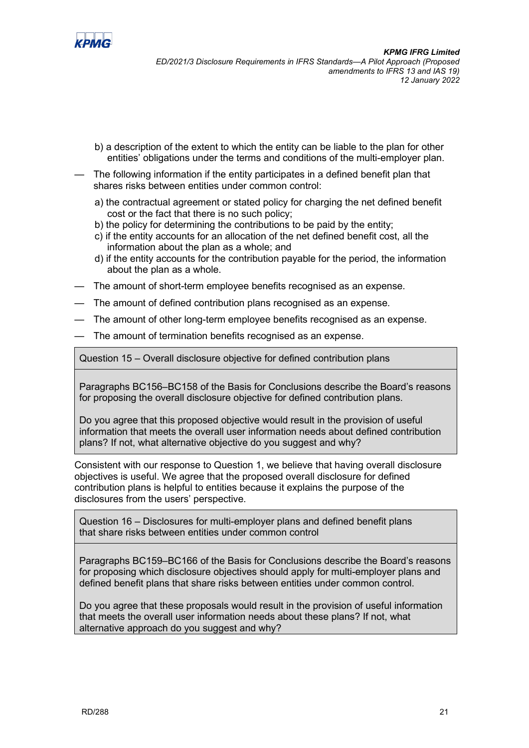b) a description of the extent to which the entity can be liable to the plan for other entities' obligations under the terms and conditions of the multi-employer plan.

— The following information if the entity participates in a defined benefit plan that shares risks between entities under common control:

a) the contractual agreement or stated policy for charging the net defined benefit cost or the fact that there is no such policy;
b) the policy for determining the contributions to be paid by the entity;
c) if the entity accounts for an allocation of the net defined benefit cost, all the information about the plan as a whole; and
d) if the entity accounts for the contribution payable for the period, the information about the plan as a whole.

— The amount of short-term employee benefits recognised as an expense.

— The amount of defined contribution plans recognised as an expense.

— The amount of other long-term employee benefits recognised as an expense.

— The amount of termination benefits recognised as an expense.

| Question 15 – Overall disclosure objective for defined contribution plans |
|---|
| Paragraphs BC156–BC158 of the Basis for Conclusions describe the Board's reasons for proposing the overall disclosure objective for defined contribution plans.<br><br>Do you agree that this proposed objective would result in the provision of useful information that meets the overall user information needs about defined contribution plans? If not, what alternative objective do you suggest and why? |

Consistent with our response to Question 1, we believe that having overall disclosure objectives is useful. We agree that the proposed overall disclosure for defined contribution plans is helpful to entities because it explains the purpose of the disclosures from the users' perspective.

| Question 16 – Disclosures for multi-employer plans and defined benefit plans that share risks between entities under common control |
|---|
| Paragraphs BC159–BC166 of the Basis for Conclusions describe the Board's reasons for proposing which disclosure objectives should apply for multi-employer plans and defined benefit plans that share risks between entities under common control.<br><br>Do you agree that these proposals would result in the provision of useful information that meets the overall user information needs about these plans? If not, what alternative approach do you suggest and why? |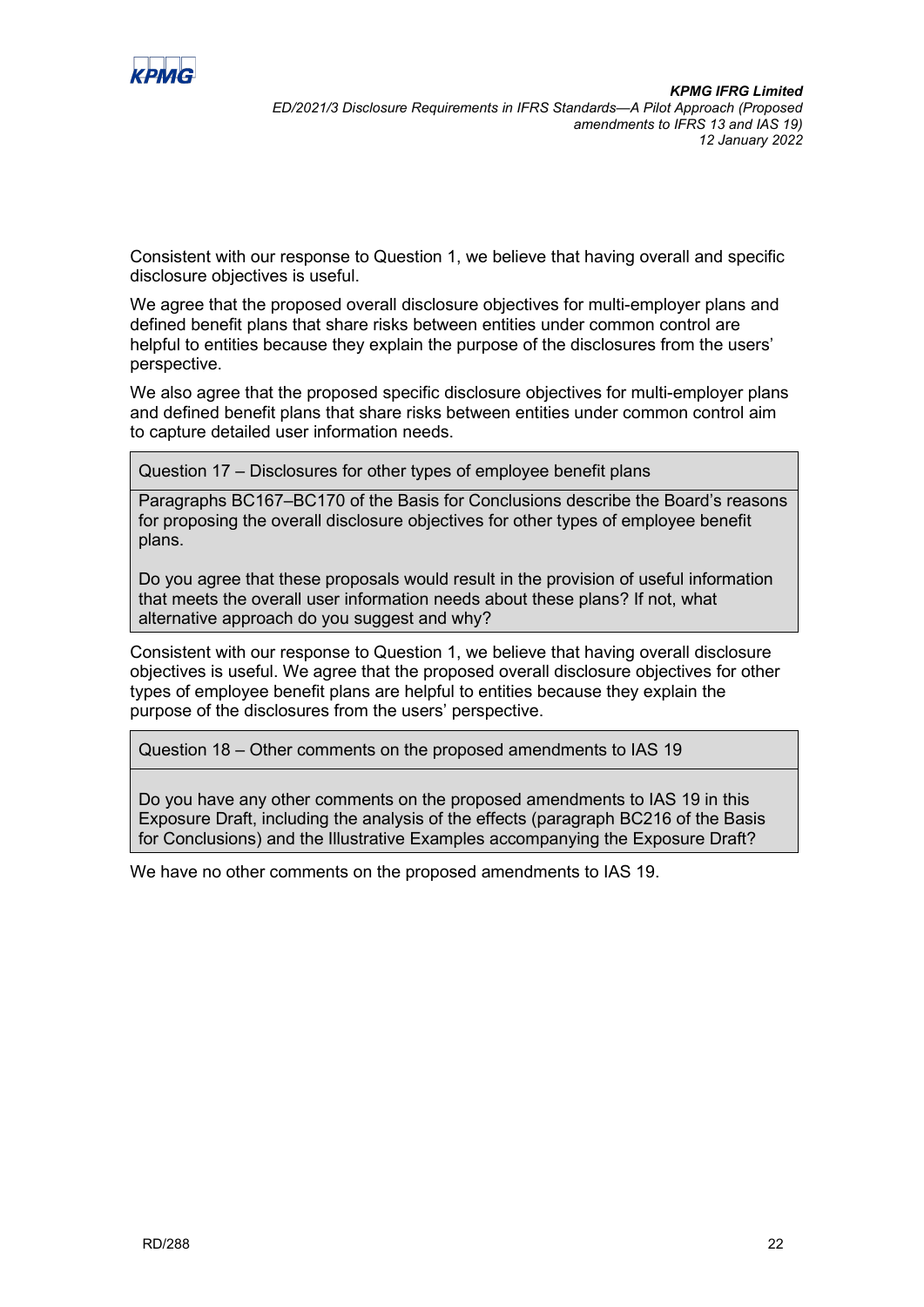Consistent with our response to Question 1, we believe that having overall and specific disclosure objectives is useful.

We agree that the proposed overall disclosure objectives for multi-employer plans and defined benefit plans that share risks between entities under common control are helpful to entities because they explain the purpose of the disclosures from the users' perspective.

We also agree that the proposed specific disclosure objectives for multi-employer plans and defined benefit plans that share risks between entities under common control aim to capture detailed user information needs.

| Question 17 – Disclosures for other types of employee benefit plans |
|---|
| Paragraphs BC167–BC170 of the Basis for Conclusions describe the Board's reasons for proposing the overall disclosure objectives for other types of employee benefit plans.<br><br>Do you agree that these proposals would result in the provision of useful information that meets the overall user information needs about these plans? If not, what alternative approach do you suggest and why? |

Consistent with our response to Question 1, we believe that having overall disclosure objectives is useful. We agree that the proposed overall disclosure objectives for other types of employee benefit plans are helpful to entities because they explain the purpose of the disclosures from the users' perspective.

| Question 18 – Other comments on the proposed amendments to IAS 19 |
|---|
| Do you have any other comments on the proposed amendments to IAS 19 in this Exposure Draft, including the analysis of the effects (paragraph BC216 of the Basis for Conclusions) and the Illustrative Examples accompanying the Exposure Draft? |

We have no other comments on the proposed amendments to IAS 19.

RD/288